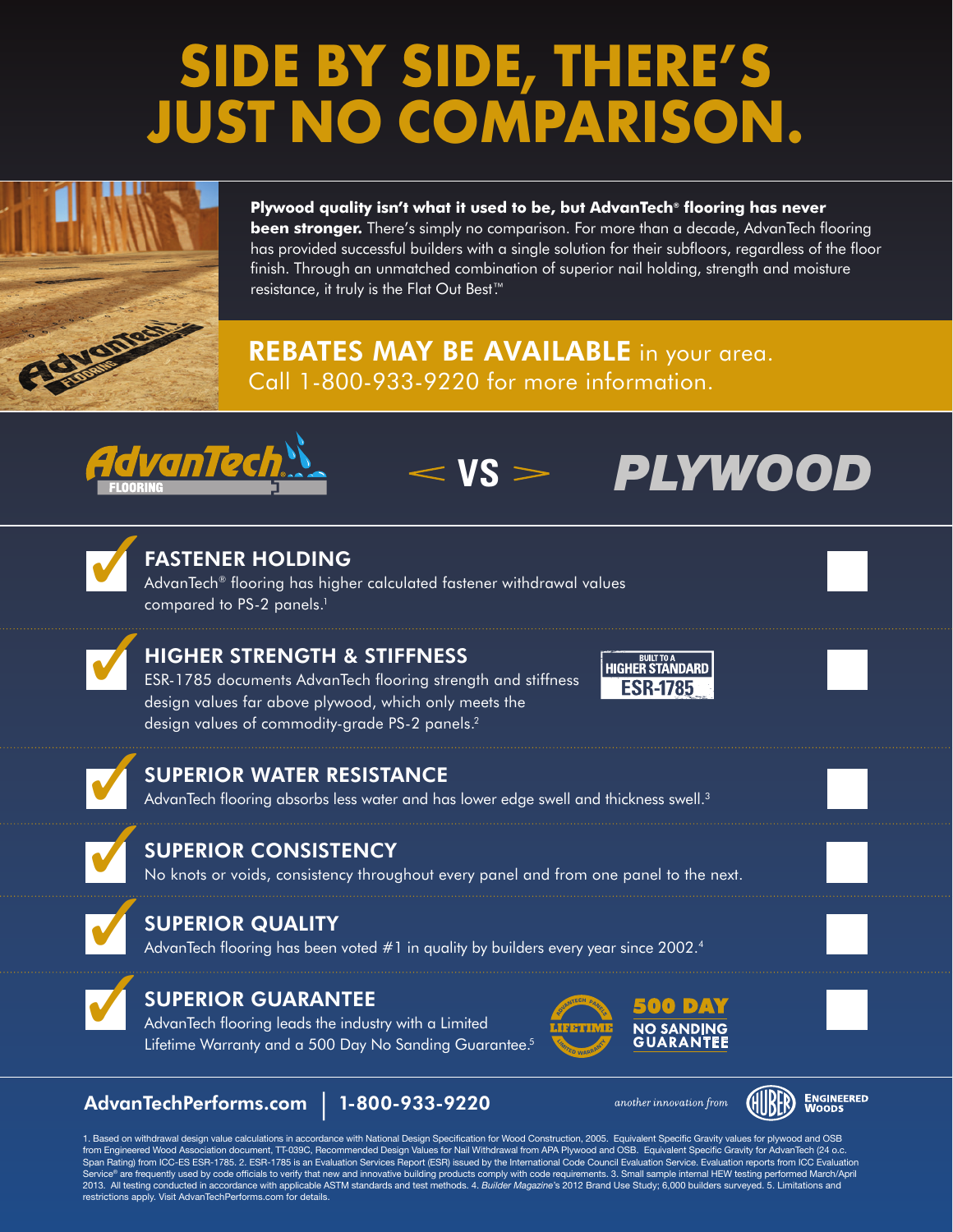# SIDE BY SIDE, THERE'S JUST NO COMPARISON.

**Plywood quality isn't what it used to be, but AdvanTech® flooring has never been stronger.** There's simply no comparison. For more than a decade, AdvanTech flooring has provided successful builders with a single solution for their subfloors, regardless of the floor finish. Through an unmatched combination of superior nail holding, strength and moisture resistance, it truly is the Flat Out Best.™

**REBATES MAY BE AVAILABLE** in your area.
Call 1-800-933-9220 for more information.

## AdvanTech FLOORING < VS > PLYWOOD

| | AdvanTech | Plywood |
|---|---|---|
| **FASTENER HOLDING** AdvanTech® flooring has higher calculated fastener withdrawal values compared to PS-2 panels.[1] | ✓ | |
| **HIGHER STRENGTH & STIFFNESS** ESR-1785 documents AdvanTech flooring strength and stiffness design values far above plywood, which only meets the design values of commodity-grade PS-2 panels.[2] (BUILT TO A HIGHER STANDARD ESR-1785) | ✓ | |
| **SUPERIOR WATER RESISTANCE** AdvanTech flooring absorbs less water and has lower edge swell and thickness swell.[3] | ✓ | |
| **SUPERIOR CONSISTENCY** No knots or voids, consistency throughout every panel and from one panel to the next. | ✓ | |
| **SUPERIOR QUALITY** AdvanTech flooring has been voted #1 in quality by builders every year since 2002.[4] | ✓ | |
| **SUPERIOR GUARANTEE** AdvanTech flooring leads the industry with a Limited Lifetime Warranty and a 500 Day No Sanding Guarantee.[5] (LIFETIME LIMITED WARRANTY; 500 DAY NO SANDING GUARANTEE) | ✓ | |

**AdvanTechPerforms.com | 1-800-933-9220**

*another innovation from* HUBER ENGINEERED WOODS

1. Based on withdrawal design value calculations in accordance with National Design Specification for Wood Construction, 2005. Equivalent Specific Gravity values for plywood and OSB from Engineered Wood Association document, TT-039C, Recommended Design Values for Nail Withdrawal from APA Plywood and OSB. Equivalent Specific Gravity for AdvanTech (24 o.c. Span Rating) from ICC-ES ESR-1785. 2. ESR-1785 is an Evaluation Services Report (ESR) issued by the International Code Council Evaluation Service. Evaluation reports from ICC Evaluation Service® are frequently used by code officials to verify that new and innovative building products comply with code requirements. 3. Small sample internal HEW testing performed March/April 2013. All testing conducted in accordance with applicable ASTM standards and test methods. 4. *Builder Magazine*'s 2012 Brand Use Study; 6,000 builders surveyed. 5. Limitations and restrictions apply. Visit AdvanTechPerforms.com for details.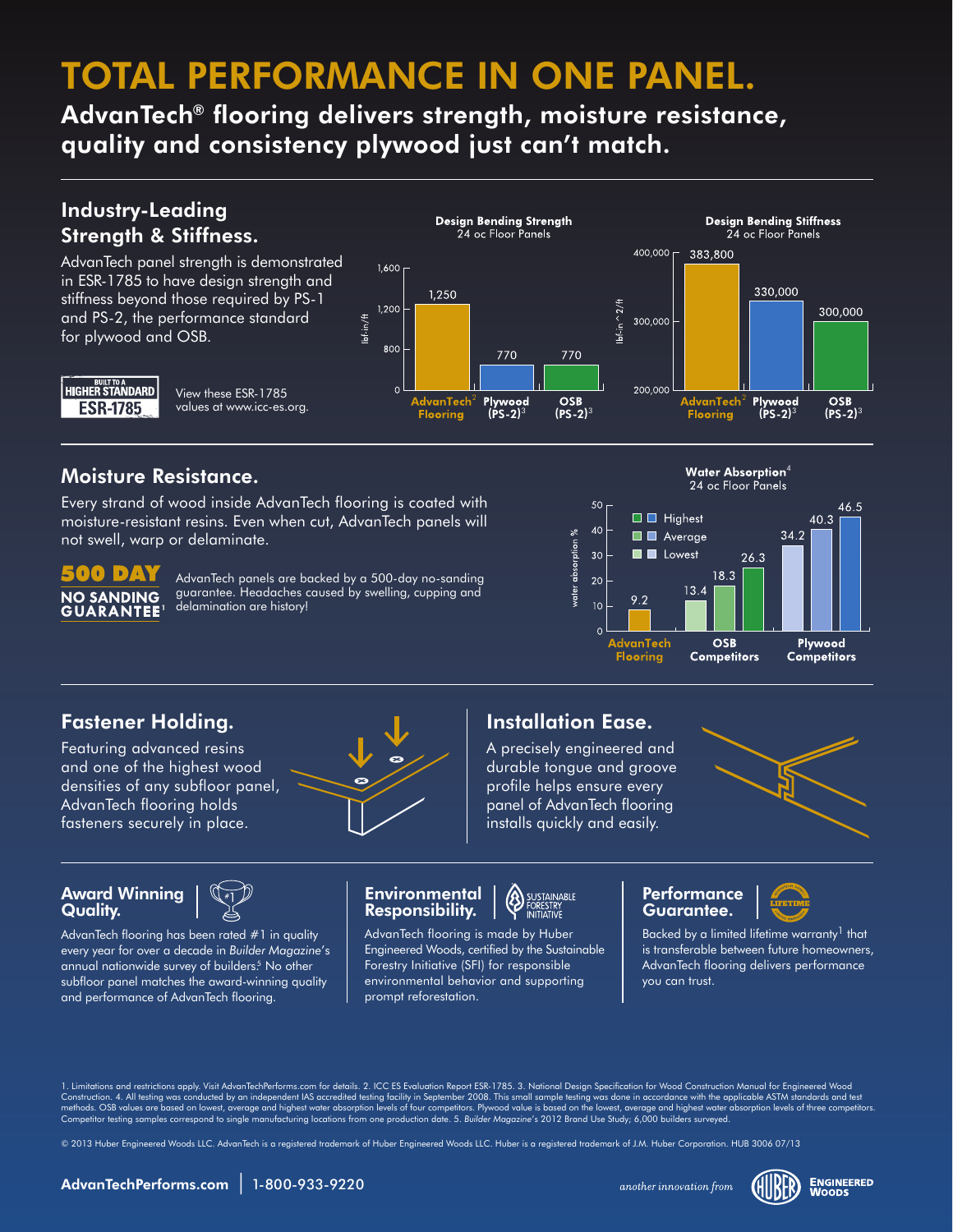# TOTAL PERFORMANCE IN ONE PANEL.

AdvanTech® flooring delivers strength, moisture resistance, quality and consistency plywood just can't match.

## Industry-Leading Strength & Stiffness.

AdvanTech panel strength is demonstrated in ESR-1785 to have design strength and stiffness beyond those required by PS-1 and PS-2, the performance standard for plywood and OSB.

BUILT TO A HIGHER STANDARD ESR-1785

View these ESR-1785 values at www.icc-es.org.

**Design Bending Strength**
24 oc Floor Panels
lbf-in/ft
0
800
1,200
1,600
1,250
770
770
AdvanTech[2] Flooring
Plywood (PS-2)[3]
OSB (PS-2)[3]

**Design Bending Stiffness**
24 oc Floor Panels
lbf-in ^2/ft
200,000
300,000
400,000
383,800
330,000
300,000
AdvanTech[2] Flooring
Plywood (PS-2)[3]
OSB (PS-2)[3]

## Moisture Resistance.

Every strand of wood inside AdvanTech flooring is coated with moisture-resistant resins. Even when cut, AdvanTech panels will not swell, warp or delaminate.

**500 DAY NO SANDING GUARANTEE[1]**

AdvanTech panels are backed by a 500-day no-sanding guarantee. Headaches caused by swelling, cupping and delamination are history!

**Water Absorption[4]**
24 oc Floor Panels
water absorption %
0
10
20
30
40
50
Highest
Average
Lowest
9.2
13.4
18.3
26.3
34.2
40.3
46.5
AdvanTech Flooring
OSB Competitors
Plywood Competitors

## Fastener Holding.

Featuring advanced resins and one of the highest wood densities of any subfloor panel, AdvanTech flooring holds fasteners securely in place.

## Installation Ease.

A precisely engineered and durable tongue and groove profile helps ensure every panel of AdvanTech flooring installs quickly and easily.

### Award Winning Quality.

AdvanTech flooring has been rated #1 in quality every year for over a decade in *Builder Magazine*'s annual nationwide survey of builders.[5] No other subfloor panel matches the award-winning quality and performance of AdvanTech flooring.

### Environmental Responsibility.

SUSTAINABLE FORESTRY INITIATIVE

AdvanTech flooring is made by Huber Engineered Woods, certified by the Sustainable Forestry Initiative (SFI) for responsible environmental behavior and supporting prompt reforestation.

### Performance Guarantee.

LIFETIME

Backed by a limited lifetime warranty[1] that is transferable between future homeowners, AdvanTech flooring delivers performance you can trust.

1. Limitations and restrictions apply. Visit AdvanTechPerforms.com for details. 2. ICC ES Evaluation Report ESR-1785. 3. National Design Specification for Wood Construction Manual for Engineered Wood Construction. 4. All testing was conducted by an independent IAS accredited testing facility in September 2008. This small sample testing was done in accordance with the applicable ASTM standards and test methods. OSB values are based on lowest, average and highest water absorption levels of four competitors. Plywood value is based on the lowest, average and highest water absorption levels of three competitors. Competitor testing samples correspond to single manufacturing locations from one production date. 5. *Builder Magazine*'s 2012 Brand Use Study; 6,000 builders surveyed.

© 2013 Huber Engineered Woods LLC. AdvanTech is a registered trademark of Huber Engineered Woods LLC. Huber is a registered trademark of J.M. Huber Corporation. HUB 3006 07/13

AdvanTechPerforms.com | 1-800-933-9220

*another innovation from* HUBER ENGINEERED WOODS